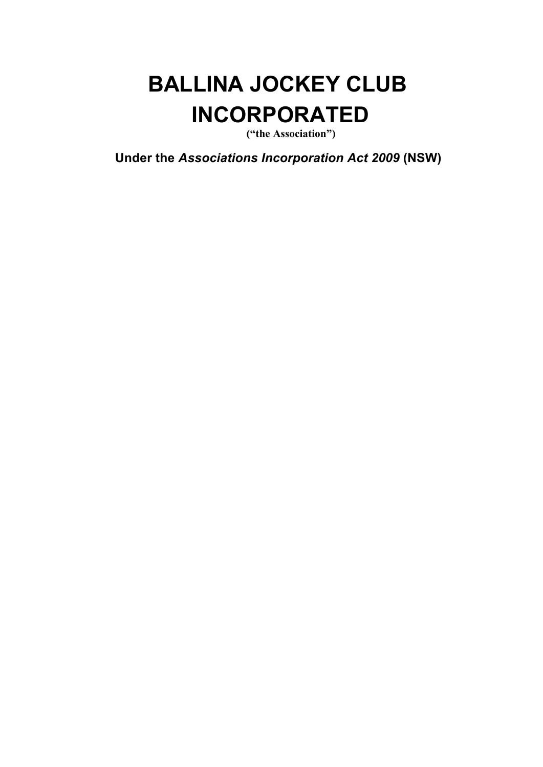# BALLINA JOCKEY CLUB INCORPORATED

**("the Association")**

**Under the *Associations Incorporation Act 2009* (NSW)**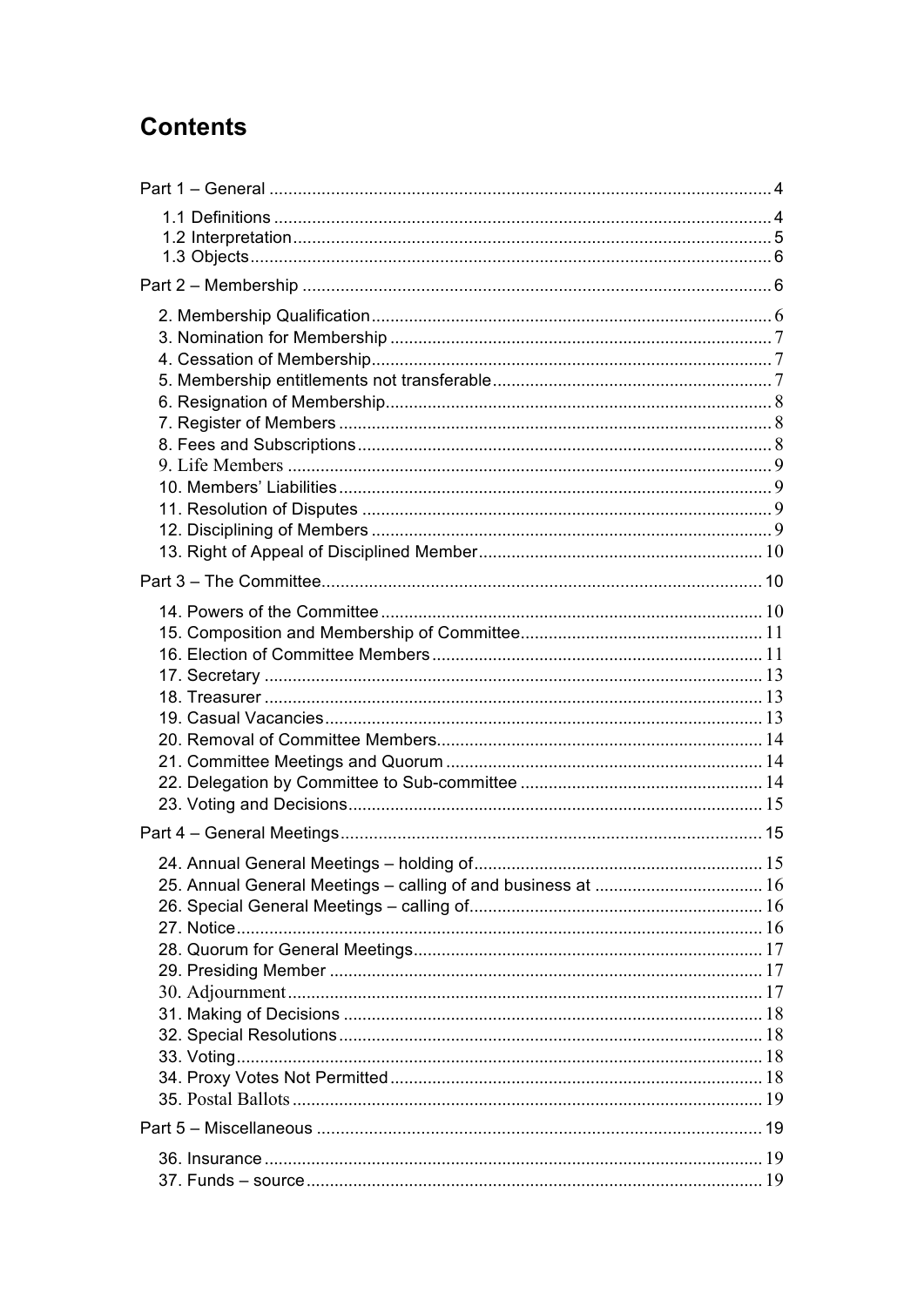# Contents

Part 1 – General ........................................................................................................ 4

- 1.1 Definitions ........................................................................................................ 4
- 1.2 Interpretation .................................................................................................... 5
- 1.3 Objects ............................................................................................................. 6

Part 2 – Membership .................................................................................................. 6

- 2. Membership Qualification .................................................................................... 6
- 3. Nomination for Membership ................................................................................ 7
- 4. Cessation of Membership .................................................................................... 7
- 5. Membership entitlements not transferable .......................................................... 7
- 6. Resignation of Membership ................................................................................. 8
- 7. Register of Members ........................................................................................... 8
- 8. Fees and Subscriptions ....................................................................................... 8
- 9. Life Members ...................................................................................................... 9
- 10. Members' Liabilities ........................................................................................... 9
- 11. Resolution of Disputes ...................................................................................... 9
- 12. Disciplining of Members .................................................................................... 9
- 13. Right of Appeal of Disciplined Member ............................................................ 10

Part 3 – The Committee ............................................................................................ 10

- 14. Powers of the Committee ................................................................................ 10
- 15. Composition and Membership of Committee .................................................. 11
- 16. Election of Committee Members ..................................................................... 11
- 17. Secretary ......................................................................................................... 13
- 18. Treasurer ......................................................................................................... 13
- 19. Casual Vacancies ............................................................................................ 13
- 20. Removal of Committee Members ..................................................................... 14
- 21. Committee Meetings and Quorum ................................................................... 14
- 22. Delegation by Committee to Sub-committee ................................................... 14
- 23. Voting and Decisions ....................................................................................... 15

Part 4 – General Meetings ......................................................................................... 15

- 24. Annual General Meetings – holding of ............................................................. 15
- 25. Annual General Meetings – calling of and business at .................................... 16
- 26. Special General Meetings – calling of ............................................................. 16
- 27. Notice .............................................................................................................. 16
- 28. Quorum for General Meetings ......................................................................... 17
- 29. Presiding Member ........................................................................................... 17
- 30. Adjournment .................................................................................................... 17
- 31. Making of Decisions ........................................................................................ 18
- 32. Special Resolutions ......................................................................................... 18
- 33. Voting .............................................................................................................. 18
- 34. Proxy Votes Not Permitted ............................................................................... 18
- 35. Postal Ballots .................................................................................................. 19

Part 5 – Miscellaneous .............................................................................................. 19

- 36. Insurance ......................................................................................................... 19
- 37. Funds – source ................................................................................................ 19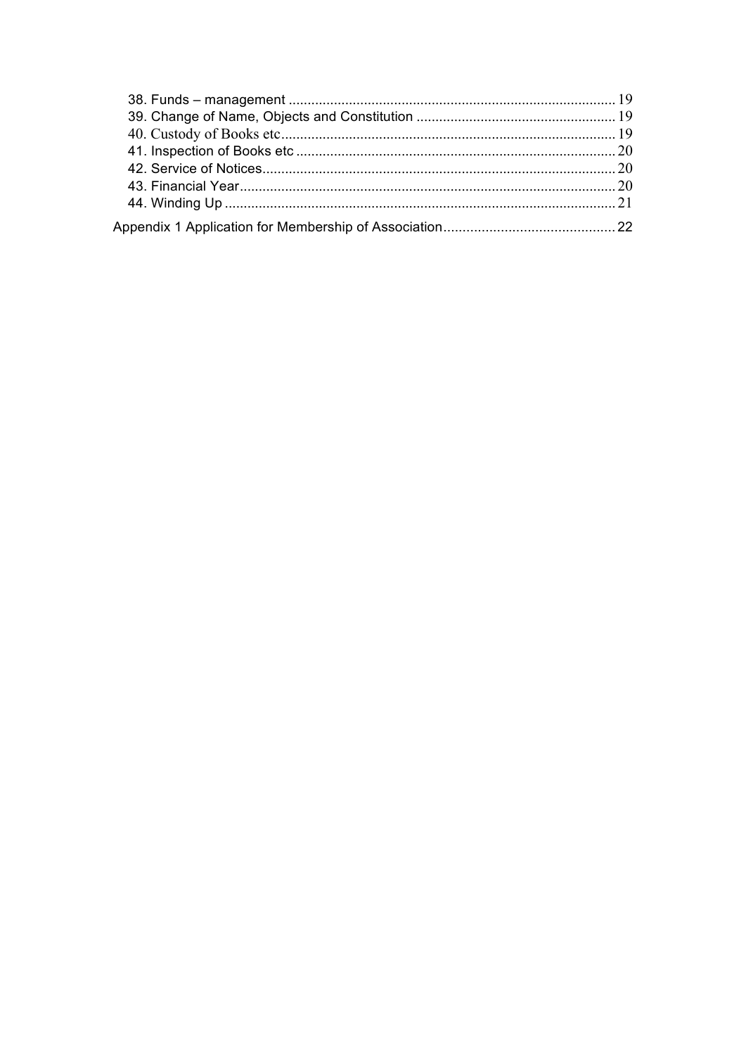38. Funds – management ........................................................................................ 19
39. Change of Name, Objects and Constitution ..................................................... 19
40. Custody of Books etc......................................................................................... 19
41. Inspection of Books etc ..................................................................................... 20
42. Service of Notices.............................................................................................. 20
43. Financial Year..................................................................................................... 20
44. Winding Up ......................................................................................................... 21

Appendix 1 Application for Membership of Association............................................. 22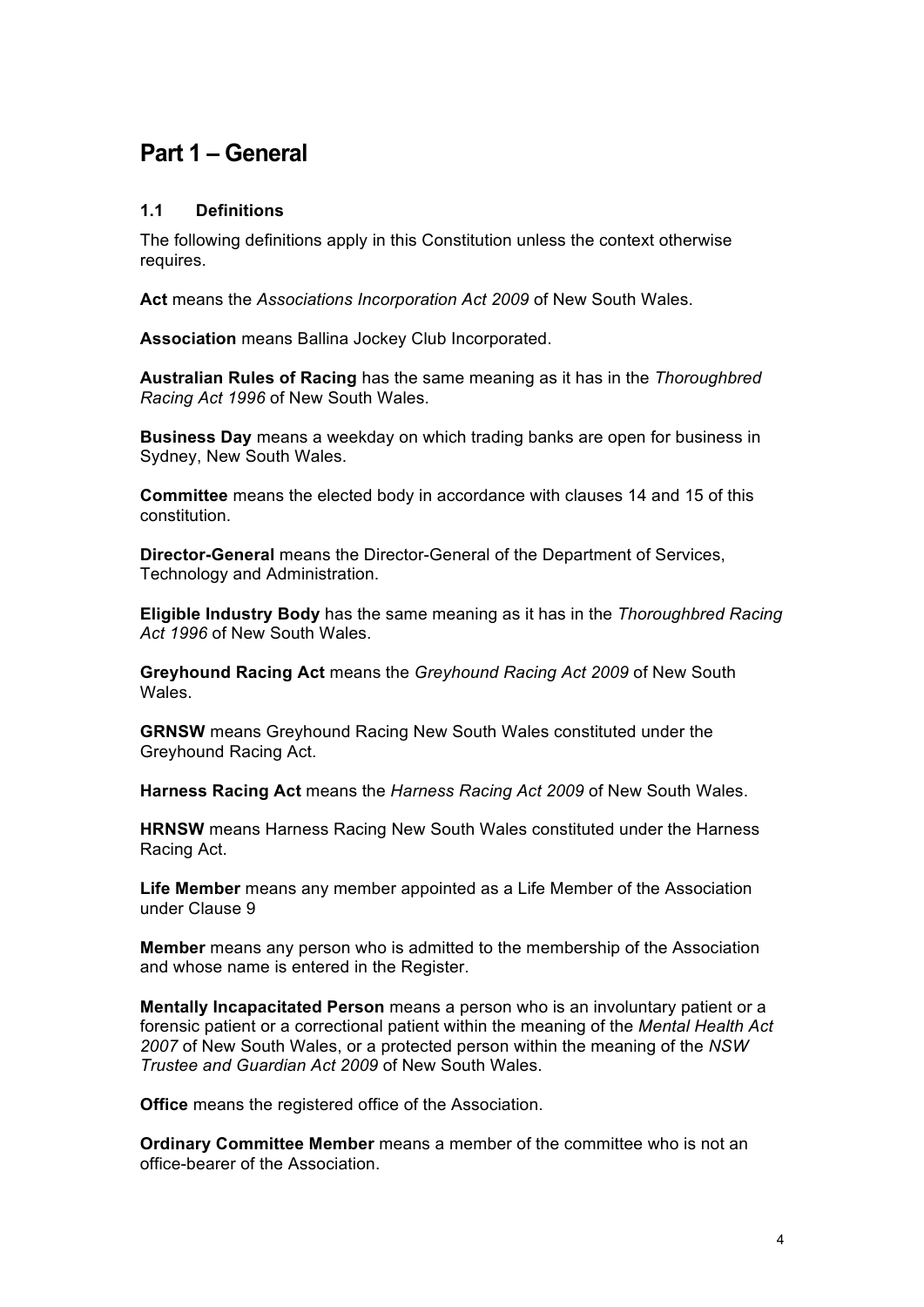# Part 1 – General

### 1.1 Definitions

The following definitions apply in this Constitution unless the context otherwise requires.

**Act** means the *Associations Incorporation Act 2009* of New South Wales.

**Association** means Ballina Jockey Club Incorporated.

**Australian Rules of Racing** has the same meaning as it has in the *Thoroughbred Racing Act 1996* of New South Wales.

**Business Day** means a weekday on which trading banks are open for business in Sydney, New South Wales.

**Committee** means the elected body in accordance with clauses 14 and 15 of this constitution.

**Director-General** means the Director-General of the Department of Services, Technology and Administration.

**Eligible Industry Body** has the same meaning as it has in the *Thoroughbred Racing Act 1996* of New South Wales.

**Greyhound Racing Act** means the *Greyhound Racing Act 2009* of New South Wales.

**GRNSW** means Greyhound Racing New South Wales constituted under the Greyhound Racing Act.

**Harness Racing Act** means the *Harness Racing Act 2009* of New South Wales.

**HRNSW** means Harness Racing New South Wales constituted under the Harness Racing Act.

**Life Member** means any member appointed as a Life Member of the Association under Clause 9

**Member** means any person who is admitted to the membership of the Association and whose name is entered in the Register.

**Mentally Incapacitated Person** means a person who is an involuntary patient or a forensic patient or a correctional patient within the meaning of the *Mental Health Act 2007* of New South Wales, or a protected person within the meaning of the *NSW Trustee and Guardian Act 2009* of New South Wales.

**Office** means the registered office of the Association.

**Ordinary Committee Member** means a member of the committee who is not an office-bearer of the Association.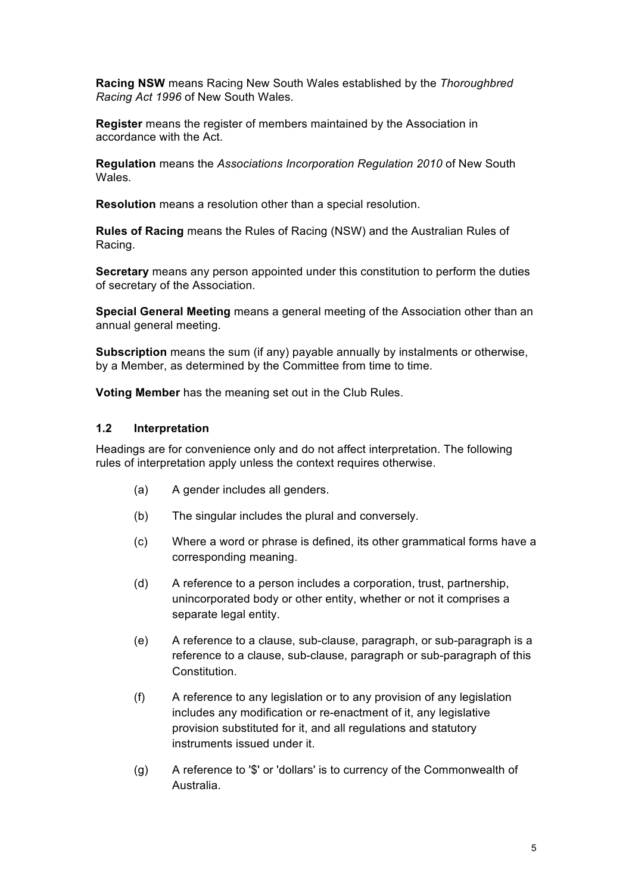**Racing NSW** means Racing New South Wales established by the *Thoroughbred Racing Act 1996* of New South Wales.

**Register** means the register of members maintained by the Association in accordance with the Act.

**Regulation** means the *Associations Incorporation Regulation 2010* of New South Wales.

**Resolution** means a resolution other than a special resolution.

**Rules of Racing** means the Rules of Racing (NSW) and the Australian Rules of Racing.

**Secretary** means any person appointed under this constitution to perform the duties of secretary of the Association.

**Special General Meeting** means a general meeting of the Association other than an annual general meeting.

**Subscription** means the sum (if any) payable annually by instalments or otherwise, by a Member, as determined by the Committee from time to time.

**Voting Member** has the meaning set out in the Club Rules.

### 1.2 Interpretation

Headings are for convenience only and do not affect interpretation. The following rules of interpretation apply unless the context requires otherwise.

(a) A gender includes all genders.

(b) The singular includes the plural and conversely.

(c) Where a word or phrase is defined, its other grammatical forms have a corresponding meaning.

(d) A reference to a person includes a corporation, trust, partnership, unincorporated body or other entity, whether or not it comprises a separate legal entity.

(e) A reference to a clause, sub-clause, paragraph, or sub-paragraph is a reference to a clause, sub-clause, paragraph or sub-paragraph of this Constitution.

(f) A reference to any legislation or to any provision of any legislation includes any modification or re-enactment of it, any legislative provision substituted for it, and all regulations and statutory instruments issued under it.

(g) A reference to '$' or 'dollars' is to currency of the Commonwealth of Australia.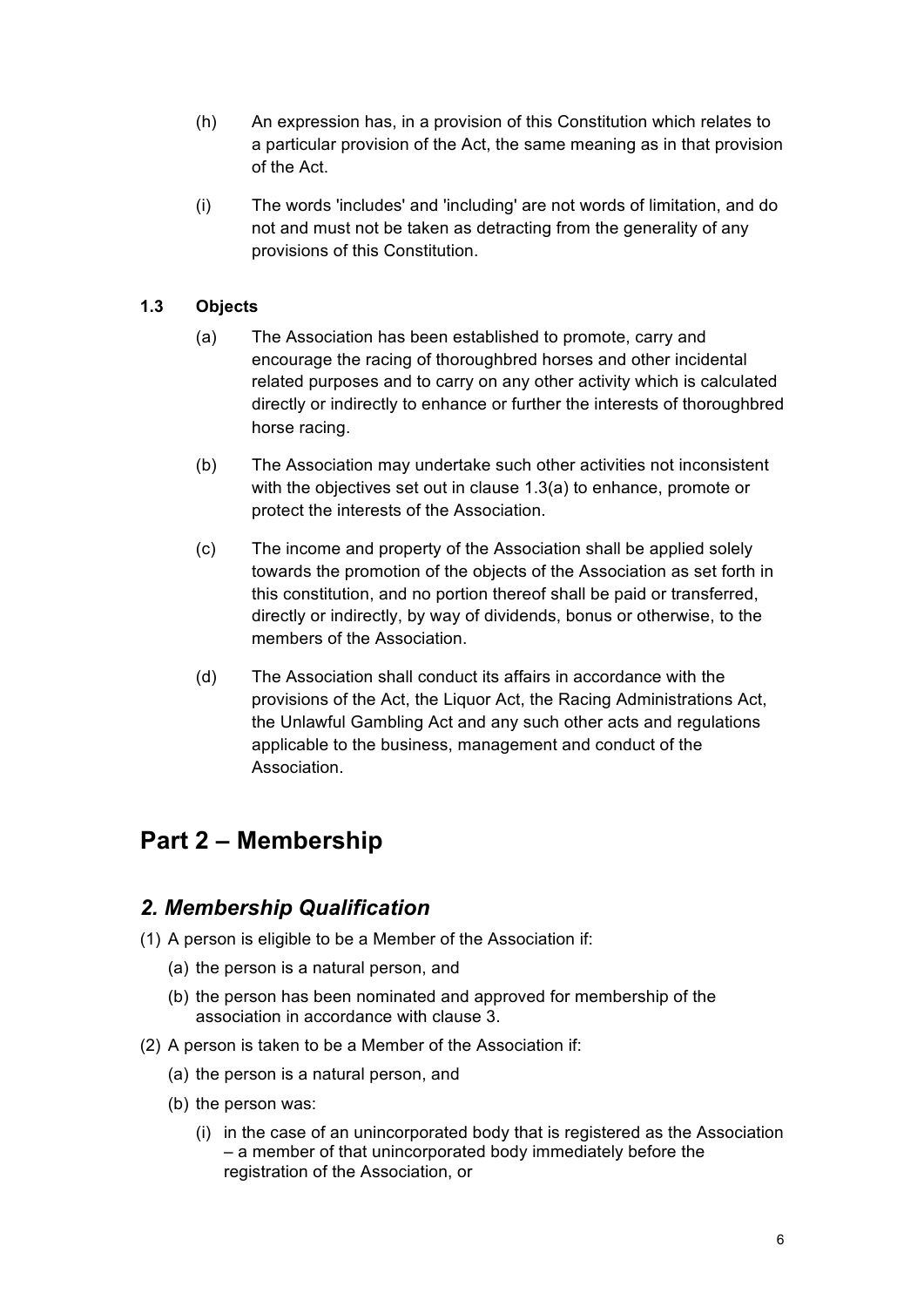(h) An expression has, in a provision of this Constitution which relates to a particular provision of the Act, the same meaning as in that provision of the Act.

(i) The words 'includes' and 'including' are not words of limitation, and do not and must not be taken as detracting from the generality of any provisions of this Constitution.

**1.3 Objects**

(a) The Association has been established to promote, carry and encourage the racing of thoroughbred horses and other incidental related purposes and to carry on any other activity which is calculated directly or indirectly to enhance or further the interests of thoroughbred horse racing.

(b) The Association may undertake such other activities not inconsistent with the objectives set out in clause 1.3(a) to enhance, promote or protect the interests of the Association.

(c) The income and property of the Association shall be applied solely towards the promotion of the objects of the Association as set forth in this constitution, and no portion thereof shall be paid or transferred, directly or indirectly, by way of dividends, bonus or otherwise, to the members of the Association.

(d) The Association shall conduct its affairs in accordance with the provisions of the Act, the Liquor Act, the Racing Administrations Act, the Unlawful Gambling Act and any such other acts and regulations applicable to the business, management and conduct of the Association.

# Part 2 – Membership

## *2. Membership Qualification*

(1) A person is eligible to be a Member of the Association if:

- (a) the person is a natural person, and
- (b) the person has been nominated and approved for membership of the association in accordance with clause 3.

(2) A person is taken to be a Member of the Association if:

- (a) the person is a natural person, and
- (b) the person was:
  - (i) in the case of an unincorporated body that is registered as the Association – a member of that unincorporated body immediately before the registration of the Association, or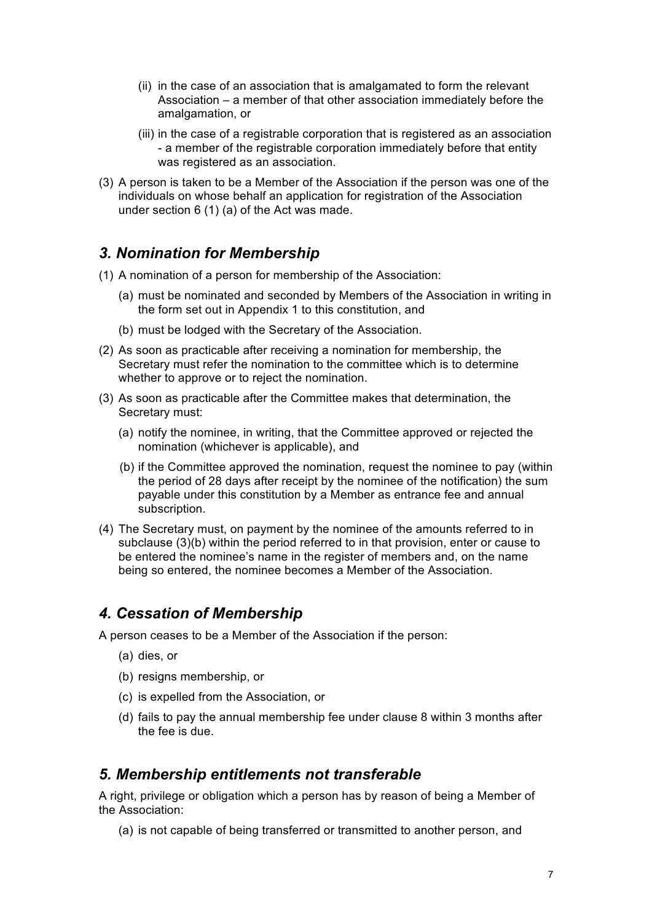(ii) in the case of an association that is amalgamated to form the relevant Association – a member of that other association immediately before the amalgamation, or

(iii) in the case of a registrable corporation that is registered as an association - a member of the registrable corporation immediately before that entity was registered as an association.

(3) A person is taken to be a Member of the Association if the person was one of the individuals on whose behalf an application for registration of the Association under section 6 (1) (a) of the Act was made.

## *3. Nomination for Membership*

(1) A nomination of a person for membership of the Association:

- (a) must be nominated and seconded by Members of the Association in writing in the form set out in Appendix 1 to this constitution, and
- (b) must be lodged with the Secretary of the Association.

(2) As soon as practicable after receiving a nomination for membership, the Secretary must refer the nomination to the committee which is to determine whether to approve or to reject the nomination.

(3) As soon as practicable after the Committee makes that determination, the Secretary must:

- (a) notify the nominee, in writing, that the Committee approved or rejected the nomination (whichever is applicable), and
- (b) if the Committee approved the nomination, request the nominee to pay (within the period of 28 days after receipt by the nominee of the notification) the sum payable under this constitution by a Member as entrance fee and annual subscription.

(4) The Secretary must, on payment by the nominee of the amounts referred to in subclause (3)(b) within the period referred to in that provision, enter or cause to be entered the nominee's name in the register of members and, on the name being so entered, the nominee becomes a Member of the Association.

## *4. Cessation of Membership*

A person ceases to be a Member of the Association if the person:

- (a) dies, or
- (b) resigns membership, or
- (c) is expelled from the Association, or
- (d) fails to pay the annual membership fee under clause 8 within 3 months after the fee is due.

## *5. Membership entitlements not transferable*

A right, privilege or obligation which a person has by reason of being a Member of the Association:

- (a) is not capable of being transferred or transmitted to another person, and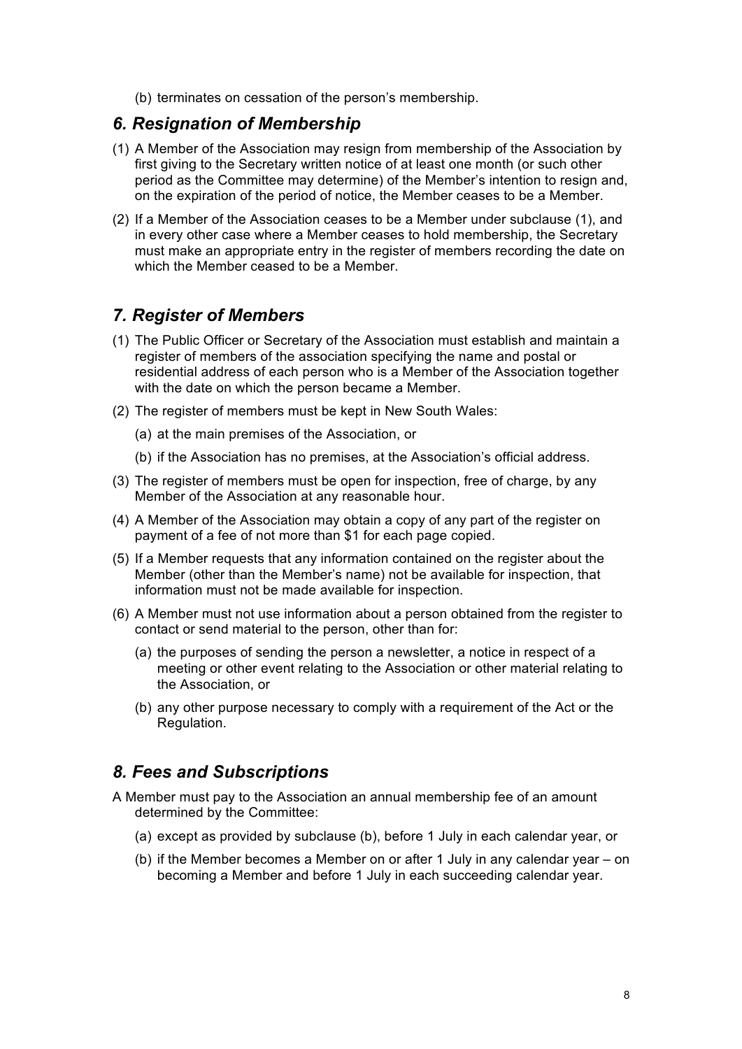(b) terminates on cessation of the person's membership.

## *6. Resignation of Membership*

(1) A Member of the Association may resign from membership of the Association by first giving to the Secretary written notice of at least one month (or such other period as the Committee may determine) of the Member's intention to resign and, on the expiration of the period of notice, the Member ceases to be a Member.

(2) If a Member of the Association ceases to be a Member under subclause (1), and in every other case where a Member ceases to hold membership, the Secretary must make an appropriate entry in the register of members recording the date on which the Member ceased to be a Member.

## *7. Register of Members*

(1) The Public Officer or Secretary of the Association must establish and maintain a register of members of the association specifying the name and postal or residential address of each person who is a Member of the Association together with the date on which the person became a Member.

(2) The register of members must be kept in New South Wales:

(a) at the main premises of the Association, or

(b) if the Association has no premises, at the Association's official address.

(3) The register of members must be open for inspection, free of charge, by any Member of the Association at any reasonable hour.

(4) A Member of the Association may obtain a copy of any part of the register on payment of a fee of not more than $1 for each page copied.

(5) If a Member requests that any information contained on the register about the Member (other than the Member's name) not be available for inspection, that information must not be made available for inspection.

(6) A Member must not use information about a person obtained from the register to contact or send material to the person, other than for:

(a) the purposes of sending the person a newsletter, a notice in respect of a meeting or other event relating to the Association or other material relating to the Association, or

(b) any other purpose necessary to comply with a requirement of the Act or the Regulation.

## *8. Fees and Subscriptions*

A Member must pay to the Association an annual membership fee of an amount determined by the Committee:

(a) except as provided by subclause (b), before 1 July in each calendar year, or

(b) if the Member becomes a Member on or after 1 July in any calendar year – on becoming a Member and before 1 July in each succeeding calendar year.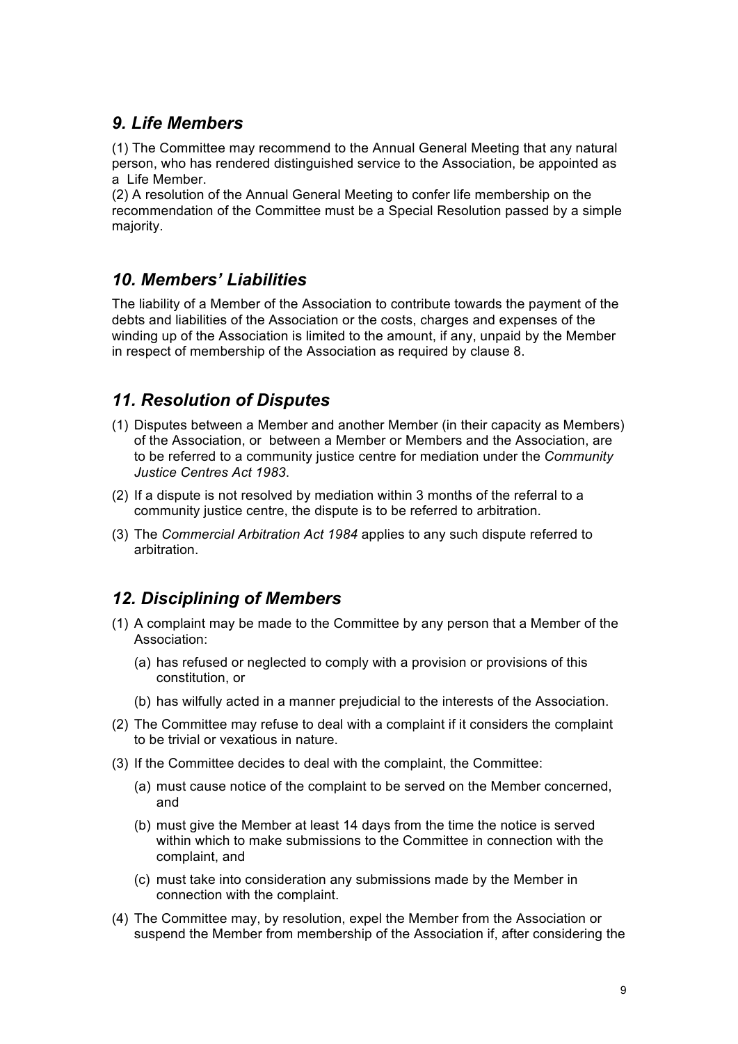## *9. Life Members*

(1) The Committee may recommend to the Annual General Meeting that any natural person, who has rendered distinguished service to the Association, be appointed as a Life Member.
(2) A resolution of the Annual General Meeting to confer life membership on the recommendation of the Committee must be a Special Resolution passed by a simple majority.

## *10. Members' Liabilities*

The liability of a Member of the Association to contribute towards the payment of the debts and liabilities of the Association or the costs, charges and expenses of the winding up of the Association is limited to the amount, if any, unpaid by the Member in respect of membership of the Association as required by clause 8.

## *11. Resolution of Disputes*

(1) Disputes between a Member and another Member (in their capacity as Members) of the Association, or between a Member or Members and the Association, are to be referred to a community justice centre for mediation under the *Community Justice Centres Act 1983*.

(2) If a dispute is not resolved by mediation within 3 months of the referral to a community justice centre, the dispute is to be referred to arbitration.

(3) The *Commercial Arbitration Act 1984* applies to any such dispute referred to arbitration.

## *12. Disciplining of Members*

(1) A complaint may be made to the Committee by any person that a Member of the Association:

  (a) has refused or neglected to comply with a provision or provisions of this constitution, or

  (b) has wilfully acted in a manner prejudicial to the interests of the Association.

(2) The Committee may refuse to deal with a complaint if it considers the complaint to be trivial or vexatious in nature.

(3) If the Committee decides to deal with the complaint, the Committee:

  (a) must cause notice of the complaint to be served on the Member concerned, and

  (b) must give the Member at least 14 days from the time the notice is served within which to make submissions to the Committee in connection with the complaint, and

  (c) must take into consideration any submissions made by the Member in connection with the complaint.

(4) The Committee may, by resolution, expel the Member from the Association or suspend the Member from membership of the Association if, after considering the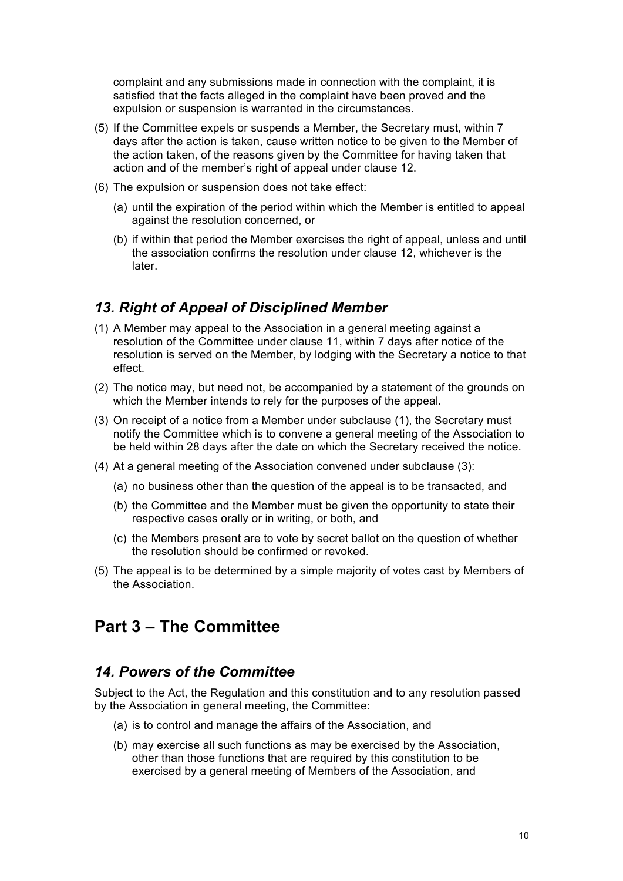complaint and any submissions made in connection with the complaint, it is satisfied that the facts alleged in the complaint have been proved and the expulsion or suspension is warranted in the circumstances.

(5) If the Committee expels or suspends a Member, the Secretary must, within 7 days after the action is taken, cause written notice to be given to the Member of the action taken, of the reasons given by the Committee for having taken that action and of the member's right of appeal under clause 12.

(6) The expulsion or suspension does not take effect:

(a) until the expiration of the period within which the Member is entitled to appeal against the resolution concerned, or

(b) if within that period the Member exercises the right of appeal, unless and until the association confirms the resolution under clause 12, whichever is the later.

### *13. Right of Appeal of Disciplined Member*

(1) A Member may appeal to the Association in a general meeting against a resolution of the Committee under clause 11, within 7 days after notice of the resolution is served on the Member, by lodging with the Secretary a notice to that effect.

(2) The notice may, but need not, be accompanied by a statement of the grounds on which the Member intends to rely for the purposes of the appeal.

(3) On receipt of a notice from a Member under subclause (1), the Secretary must notify the Committee which is to convene a general meeting of the Association to be held within 28 days after the date on which the Secretary received the notice.

(4) At a general meeting of the Association convened under subclause (3):

(a) no business other than the question of the appeal is to be transacted, and

(b) the Committee and the Member must be given the opportunity to state their respective cases orally or in writing, or both, and

(c) the Members present are to vote by secret ballot on the question of whether the resolution should be confirmed or revoked.

(5) The appeal is to be determined by a simple majority of votes cast by Members of the Association.

## Part 3 – The Committee

### *14. Powers of the Committee*

Subject to the Act, the Regulation and this constitution and to any resolution passed by the Association in general meeting, the Committee:

(a) is to control and manage the affairs of the Association, and

(b) may exercise all such functions as may be exercised by the Association, other than those functions that are required by this constitution to be exercised by a general meeting of Members of the Association, and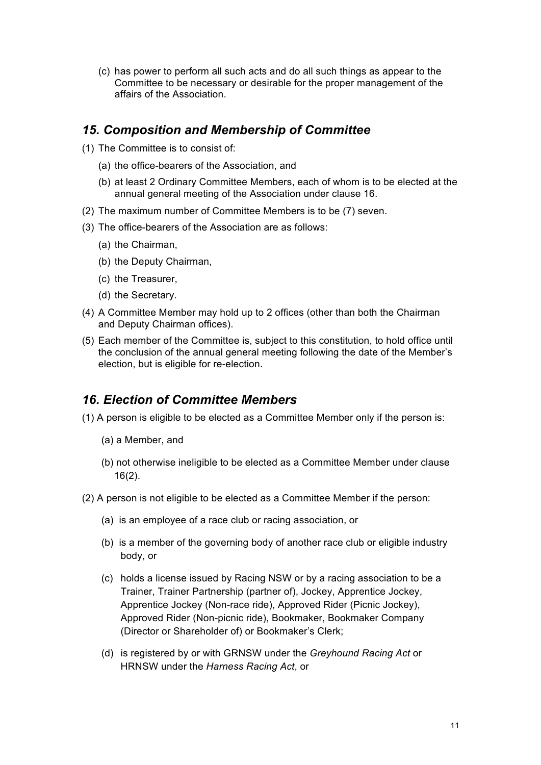(c) has power to perform all such acts and do all such things as appear to the Committee to be necessary or desirable for the proper management of the affairs of the Association.

## *15. Composition and Membership of Committee*

(1) The Committee is to consist of:

  (a) the office-bearers of the Association, and

  (b) at least 2 Ordinary Committee Members, each of whom is to be elected at the annual general meeting of the Association under clause 16.

(2) The maximum number of Committee Members is to be (7) seven.

(3) The office-bearers of the Association are as follows:

  (a) the Chairman,

  (b) the Deputy Chairman,

  (c) the Treasurer,

  (d) the Secretary.

(4) A Committee Member may hold up to 2 offices (other than both the Chairman and Deputy Chairman offices).

(5) Each member of the Committee is, subject to this constitution, to hold office until the conclusion of the annual general meeting following the date of the Member's election, but is eligible for re-election.

## *16. Election of Committee Members*

(1) A person is eligible to be elected as a Committee Member only if the person is:

  (a) a Member, and

  (b) not otherwise ineligible to be elected as a Committee Member under clause 16(2).

(2) A person is not eligible to be elected as a Committee Member if the person:

  (a) is an employee of a race club or racing association, or

  (b) is a member of the governing body of another race club or eligible industry body, or

  (c) holds a license issued by Racing NSW or by a racing association to be a Trainer, Trainer Partnership (partner of), Jockey, Apprentice Jockey, Apprentice Jockey (Non-race ride), Approved Rider (Picnic Jockey), Approved Rider (Non-picnic ride), Bookmaker, Bookmaker Company (Director or Shareholder of) or Bookmaker's Clerk;

  (d) is registered by or with GRNSW under the *Greyhound Racing Act* or HRNSW under the *Harness Racing Act*, or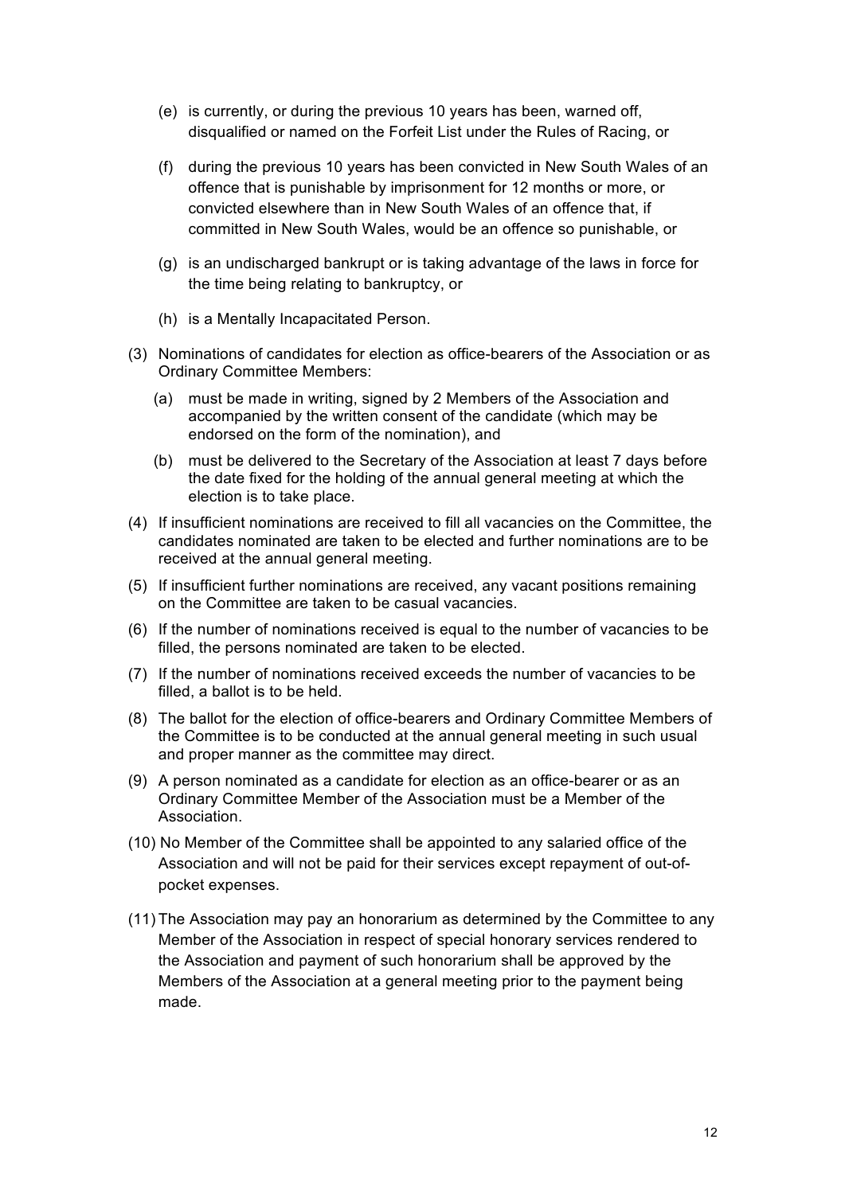(e) is currently, or during the previous 10 years has been, warned off, disqualified or named on the Forfeit List under the Rules of Racing, or

(f) during the previous 10 years has been convicted in New South Wales of an offence that is punishable by imprisonment for 12 months or more, or convicted elsewhere than in New South Wales of an offence that, if committed in New South Wales, would be an offence so punishable, or

(g) is an undischarged bankrupt or is taking advantage of the laws in force for the time being relating to bankruptcy, or

(h) is a Mentally Incapacitated Person.

(3) Nominations of candidates for election as office-bearers of the Association or as Ordinary Committee Members:

(a) must be made in writing, signed by 2 Members of the Association and accompanied by the written consent of the candidate (which may be endorsed on the form of the nomination), and

(b) must be delivered to the Secretary of the Association at least 7 days before the date fixed for the holding of the annual general meeting at which the election is to take place.

(4) If insufficient nominations are received to fill all vacancies on the Committee, the candidates nominated are taken to be elected and further nominations are to be received at the annual general meeting.

(5) If insufficient further nominations are received, any vacant positions remaining on the Committee are taken to be casual vacancies.

(6) If the number of nominations received is equal to the number of vacancies to be filled, the persons nominated are taken to be elected.

(7) If the number of nominations received exceeds the number of vacancies to be filled, a ballot is to be held.

(8) The ballot for the election of office-bearers and Ordinary Committee Members of the Committee is to be conducted at the annual general meeting in such usual and proper manner as the committee may direct.

(9) A person nominated as a candidate for election as an office-bearer or as an Ordinary Committee Member of the Association must be a Member of the Association.

(10) No Member of the Committee shall be appointed to any salaried office of the Association and will not be paid for their services except repayment of out-of-pocket expenses.

(11) The Association may pay an honorarium as determined by the Committee to any Member of the Association in respect of special honorary services rendered to the Association and payment of such honorarium shall be approved by the Members of the Association at a general meeting prior to the payment being made.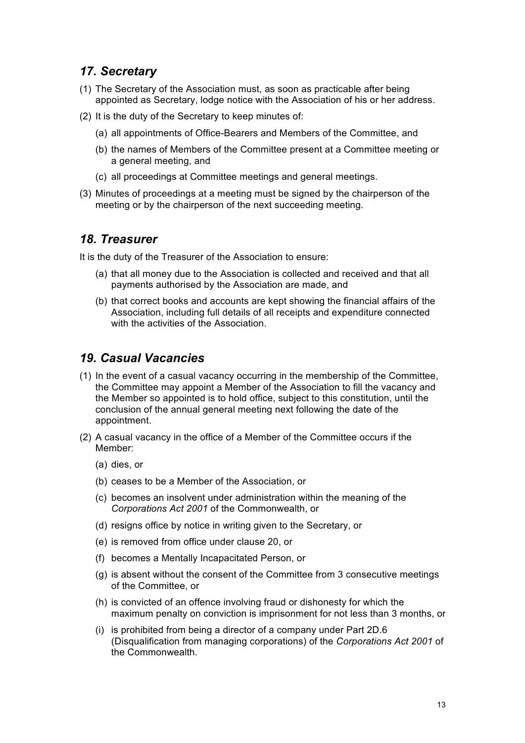## *17. Secretary*

(1) The Secretary of the Association must, as soon as practicable after being appointed as Secretary, lodge notice with the Association of his or her address.

(2) It is the duty of the Secretary to keep minutes of:

   (a) all appointments of Office-Bearers and Members of the Committee, and

   (b) the names of Members of the Committee present at a Committee meeting or a general meeting, and

   (c) all proceedings at Committee meetings and general meetings.

(3) Minutes of proceedings at a meeting must be signed by the chairperson of the meeting or by the chairperson of the next succeeding meeting.

## *18. Treasurer*

It is the duty of the Treasurer of the Association to ensure:

   (a) that all money due to the Association is collected and received and that all payments authorised by the Association are made, and

   (b) that correct books and accounts are kept showing the financial affairs of the Association, including full details of all receipts and expenditure connected with the activities of the Association.

## *19. Casual Vacancies*

(1) In the event of a casual vacancy occurring in the membership of the Committee, the Committee may appoint a Member of the Association to fill the vacancy and the Member so appointed is to hold office, subject to this constitution, until the conclusion of the annual general meeting next following the date of the appointment.

(2) A casual vacancy in the office of a Member of the Committee occurs if the Member:

   (a) dies, or

   (b) ceases to be a Member of the Association, or

   (c) becomes an insolvent under administration within the meaning of the *Corporations Act 2001* of the Commonwealth, or

   (d) resigns office by notice in writing given to the Secretary, or

   (e) is removed from office under clause 20, or

   (f) becomes a Mentally Incapacitated Person, or

   (g) is absent without the consent of the Committee from 3 consecutive meetings of the Committee, or

   (h) is convicted of an offence involving fraud or dishonesty for which the maximum penalty on conviction is imprisonment for not less than 3 months, or

   (i) is prohibited from being a director of a company under Part 2D.6 (Disqualification from managing corporations) of the *Corporations Act 2001* of the Commonwealth.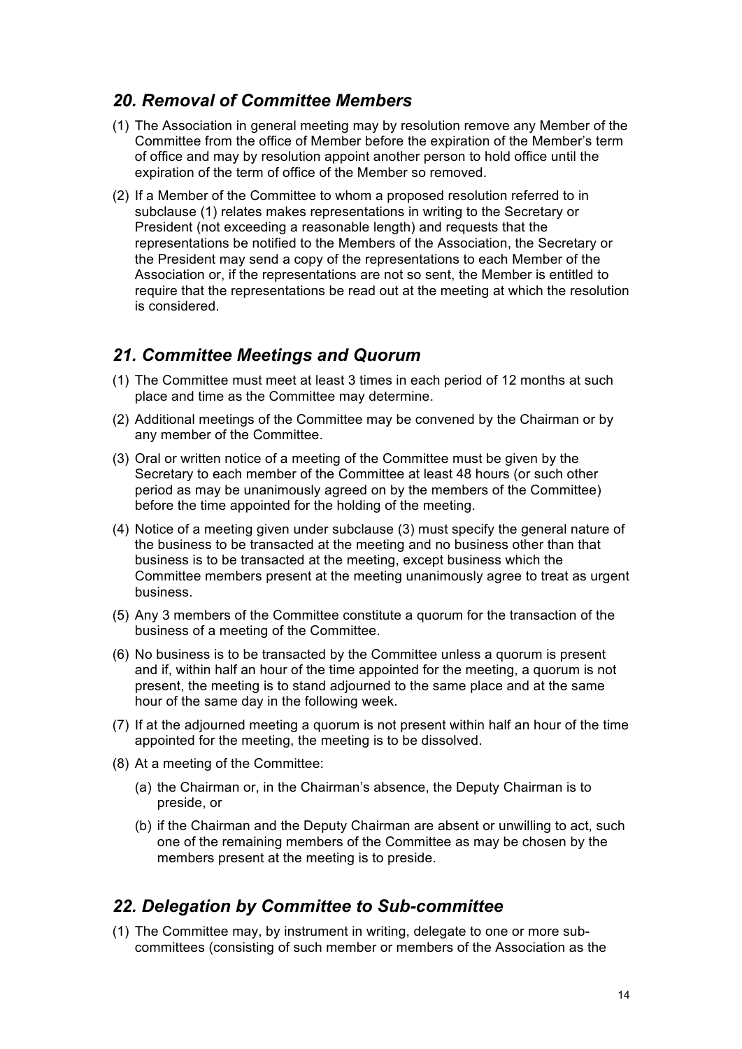## *20. Removal of Committee Members*

(1) The Association in general meeting may by resolution remove any Member of the Committee from the office of Member before the expiration of the Member's term of office and may by resolution appoint another person to hold office until the expiration of the term of office of the Member so removed.

(2) If a Member of the Committee to whom a proposed resolution referred to in subclause (1) relates makes representations in writing to the Secretary or President (not exceeding a reasonable length) and requests that the representations be notified to the Members of the Association, the Secretary or the President may send a copy of the representations to each Member of the Association or, if the representations are not so sent, the Member is entitled to require that the representations be read out at the meeting at which the resolution is considered.

## *21. Committee Meetings and Quorum*

(1) The Committee must meet at least 3 times in each period of 12 months at such place and time as the Committee may determine.

(2) Additional meetings of the Committee may be convened by the Chairman or by any member of the Committee.

(3) Oral or written notice of a meeting of the Committee must be given by the Secretary to each member of the Committee at least 48 hours (or such other period as may be unanimously agreed on by the members of the Committee) before the time appointed for the holding of the meeting.

(4) Notice of a meeting given under subclause (3) must specify the general nature of the business to be transacted at the meeting and no business other than that business is to be transacted at the meeting, except business which the Committee members present at the meeting unanimously agree to treat as urgent business.

(5) Any 3 members of the Committee constitute a quorum for the transaction of the business of a meeting of the Committee.

(6) No business is to be transacted by the Committee unless a quorum is present and if, within half an hour of the time appointed for the meeting, a quorum is not present, the meeting is to stand adjourned to the same place and at the same hour of the same day in the following week.

(7) If at the adjourned meeting a quorum is not present within half an hour of the time appointed for the meeting, the meeting is to be dissolved.

(8) At a meeting of the Committee:

(a) the Chairman or, in the Chairman's absence, the Deputy Chairman is to preside, or

(b) if the Chairman and the Deputy Chairman are absent or unwilling to act, such one of the remaining members of the Committee as may be chosen by the members present at the meeting is to preside.

## *22. Delegation by Committee to Sub-committee*

(1) The Committee may, by instrument in writing, delegate to one or more sub-committees (consisting of such member or members of the Association as the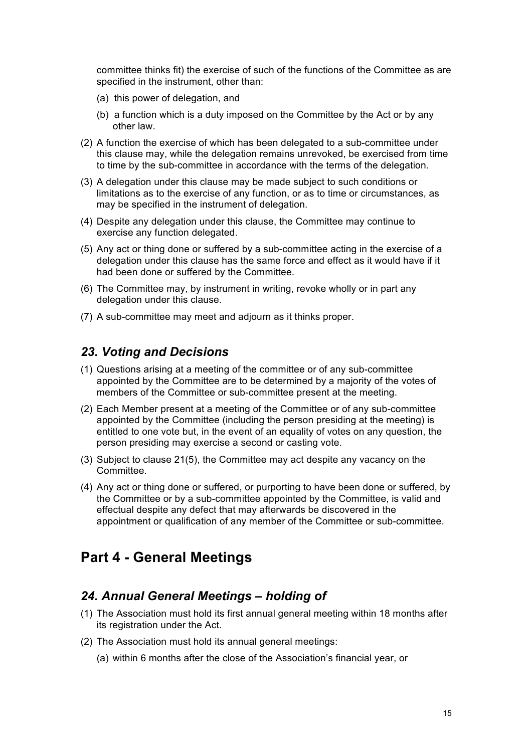committee thinks fit) the exercise of such of the functions of the Committee as are specified in the instrument, other than:

(a) this power of delegation, and

(b) a function which is a duty imposed on the Committee by the Act or by any other law.

(2) A function the exercise of which has been delegated to a sub-committee under this clause may, while the delegation remains unrevoked, be exercised from time to time by the sub-committee in accordance with the terms of the delegation.

(3) A delegation under this clause may be made subject to such conditions or limitations as to the exercise of any function, or as to time or circumstances, as may be specified in the instrument of delegation.

(4) Despite any delegation under this clause, the Committee may continue to exercise any function delegated.

(5) Any act or thing done or suffered by a sub-committee acting in the exercise of a delegation under this clause has the same force and effect as it would have if it had been done or suffered by the Committee.

(6) The Committee may, by instrument in writing, revoke wholly or in part any delegation under this clause.

(7) A sub-committee may meet and adjourn as it thinks proper.

### *23. Voting and Decisions*

(1) Questions arising at a meeting of the committee or of any sub-committee appointed by the Committee are to be determined by a majority of the votes of members of the Committee or sub-committee present at the meeting.

(2) Each Member present at a meeting of the Committee or of any sub-committee appointed by the Committee (including the person presiding at the meeting) is entitled to one vote but, in the event of an equality of votes on any question, the person presiding may exercise a second or casting vote.

(3) Subject to clause 21(5), the Committee may act despite any vacancy on the Committee.

(4) Any act or thing done or suffered, or purporting to have been done or suffered, by the Committee or by a sub-committee appointed by the Committee, is valid and effectual despite any defect that may afterwards be discovered in the appointment or qualification of any member of the Committee or sub-committee.

## Part 4 - General Meetings

### *24. Annual General Meetings – holding of*

(1) The Association must hold its first annual general meeting within 18 months after its registration under the Act.

(2) The Association must hold its annual general meetings:

(a) within 6 months after the close of the Association's financial year, or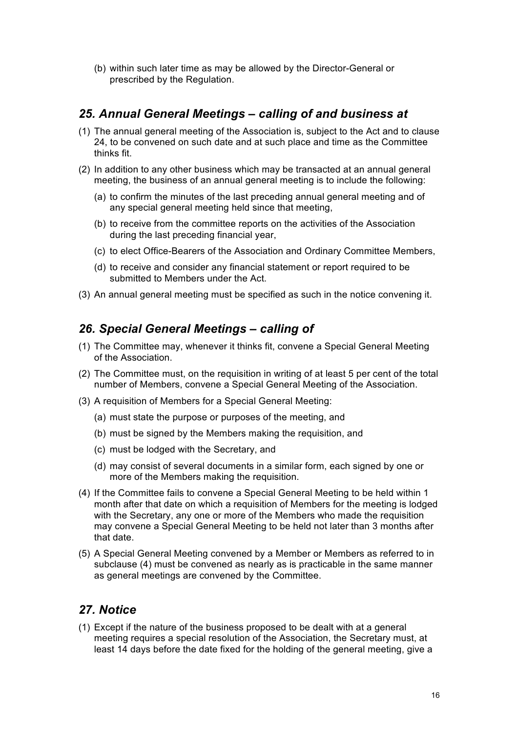(b) within such later time as may be allowed by the Director-General or prescribed by the Regulation.

## *25. Annual General Meetings – calling of and business at*

(1) The annual general meeting of the Association is, subject to the Act and to clause 24, to be convened on such date and at such place and time as the Committee thinks fit.

(2) In addition to any other business which may be transacted at an annual general meeting, the business of an annual general meeting is to include the following:

(a) to confirm the minutes of the last preceding annual general meeting and of any special general meeting held since that meeting,

(b) to receive from the committee reports on the activities of the Association during the last preceding financial year,

(c) to elect Office-Bearers of the Association and Ordinary Committee Members,

(d) to receive and consider any financial statement or report required to be submitted to Members under the Act.

(3) An annual general meeting must be specified as such in the notice convening it.

## *26. Special General Meetings – calling of*

(1) The Committee may, whenever it thinks fit, convene a Special General Meeting of the Association.

(2) The Committee must, on the requisition in writing of at least 5 per cent of the total number of Members, convene a Special General Meeting of the Association.

(3) A requisition of Members for a Special General Meeting:

(a) must state the purpose or purposes of the meeting, and

(b) must be signed by the Members making the requisition, and

(c) must be lodged with the Secretary, and

(d) may consist of several documents in a similar form, each signed by one or more of the Members making the requisition.

(4) If the Committee fails to convene a Special General Meeting to be held within 1 month after that date on which a requisition of Members for the meeting is lodged with the Secretary, any one or more of the Members who made the requisition may convene a Special General Meeting to be held not later than 3 months after that date.

(5) A Special General Meeting convened by a Member or Members as referred to in subclause (4) must be convened as nearly as is practicable in the same manner as general meetings are convened by the Committee.

## *27. Notice*

(1) Except if the nature of the business proposed to be dealt with at a general meeting requires a special resolution of the Association, the Secretary must, at least 14 days before the date fixed for the holding of the general meeting, give a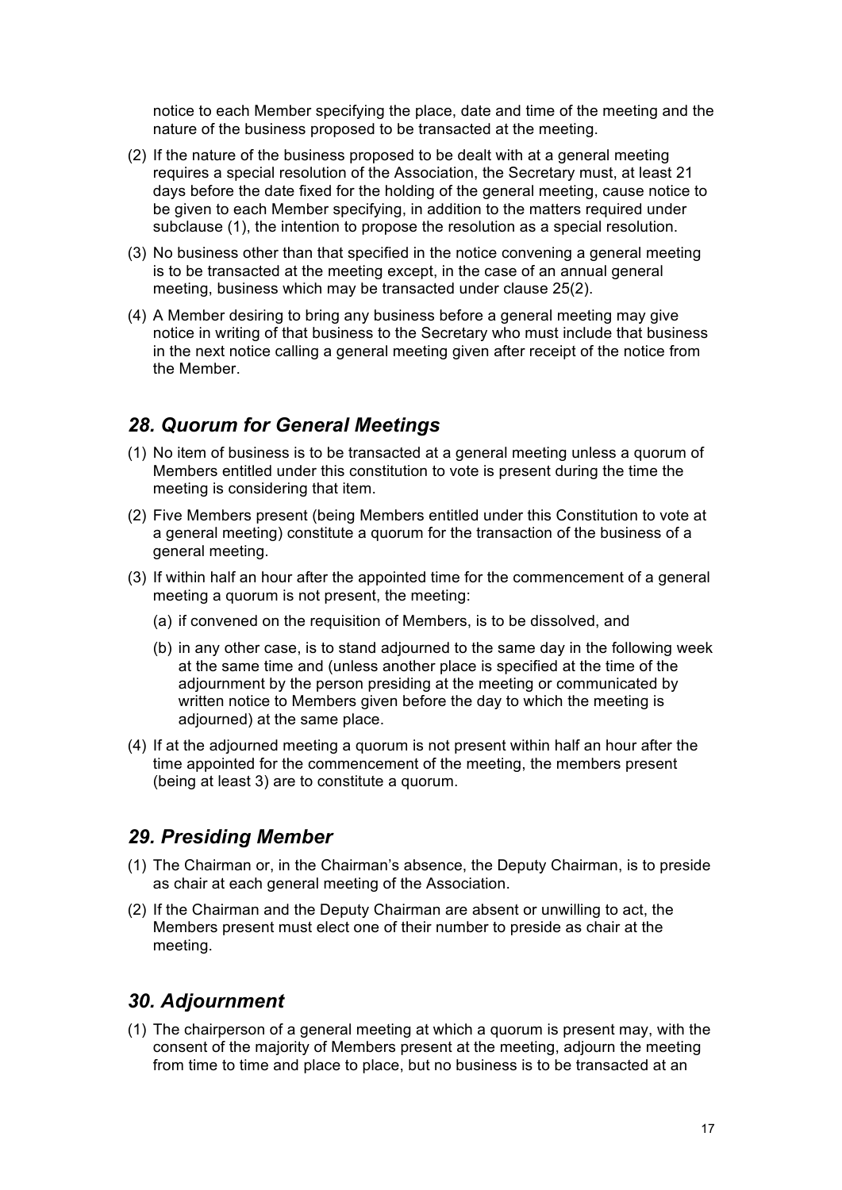notice to each Member specifying the place, date and time of the meeting and the nature of the business proposed to be transacted at the meeting.

(2) If the nature of the business proposed to be dealt with at a general meeting requires a special resolution of the Association, the Secretary must, at least 21 days before the date fixed for the holding of the general meeting, cause notice to be given to each Member specifying, in addition to the matters required under subclause (1), the intention to propose the resolution as a special resolution.

(3) No business other than that specified in the notice convening a general meeting is to be transacted at the meeting except, in the case of an annual general meeting, business which may be transacted under clause 25(2).

(4) A Member desiring to bring any business before a general meeting may give notice in writing of that business to the Secretary who must include that business in the next notice calling a general meeting given after receipt of the notice from the Member.

## *28. Quorum for General Meetings*

(1) No item of business is to be transacted at a general meeting unless a quorum of Members entitled under this constitution to vote is present during the time the meeting is considering that item.

(2) Five Members present (being Members entitled under this Constitution to vote at a general meeting) constitute a quorum for the transaction of the business of a general meeting.

(3) If within half an hour after the appointed time for the commencement of a general meeting a quorum is not present, the meeting:

   (a) if convened on the requisition of Members, is to be dissolved, and

   (b) in any other case, is to stand adjourned to the same day in the following week at the same time and (unless another place is specified at the time of the adjournment by the person presiding at the meeting or communicated by written notice to Members given before the day to which the meeting is adjourned) at the same place.

(4) If at the adjourned meeting a quorum is not present within half an hour after the time appointed for the commencement of the meeting, the members present (being at least 3) are to constitute a quorum.

## *29. Presiding Member*

(1) The Chairman or, in the Chairman's absence, the Deputy Chairman, is to preside as chair at each general meeting of the Association.

(2) If the Chairman and the Deputy Chairman are absent or unwilling to act, the Members present must elect one of their number to preside as chair at the meeting.

## *30. Adjournment*

(1) The chairperson of a general meeting at which a quorum is present may, with the consent of the majority of Members present at the meeting, adjourn the meeting from time to time and place to place, but no business is to be transacted at an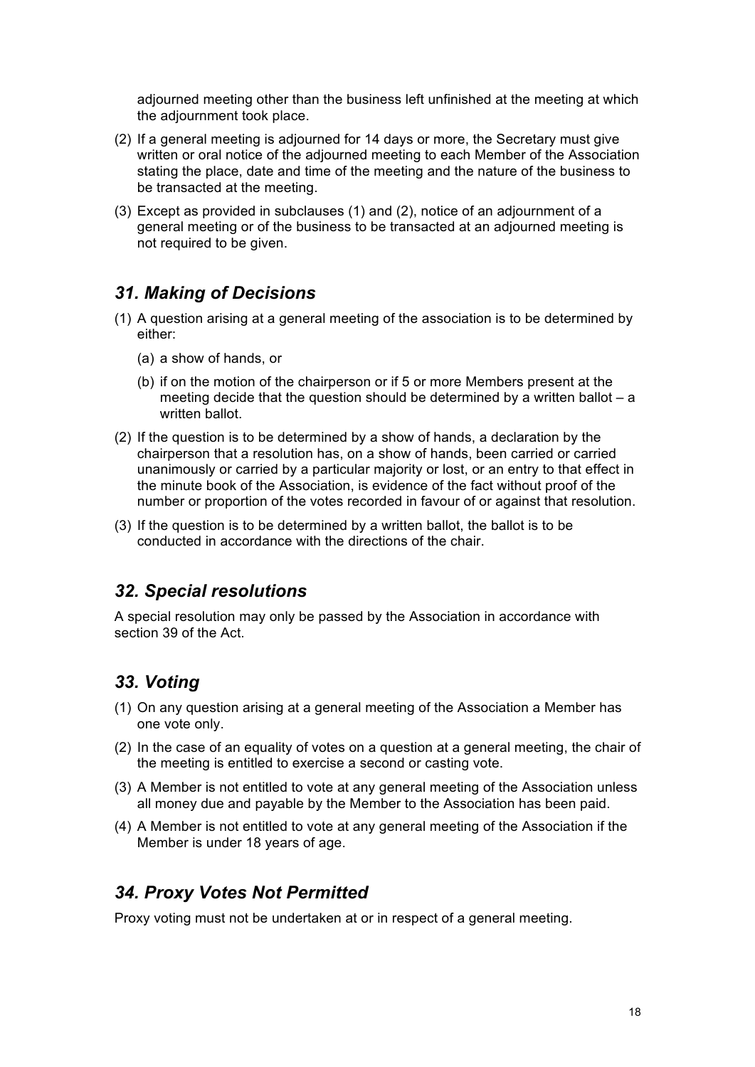adjourned meeting other than the business left unfinished at the meeting at which the adjournment took place.

(2) If a general meeting is adjourned for 14 days or more, the Secretary must give written or oral notice of the adjourned meeting to each Member of the Association stating the place, date and time of the meeting and the nature of the business to be transacted at the meeting.

(3) Except as provided in subclauses (1) and (2), notice of an adjournment of a general meeting or of the business to be transacted at an adjourned meeting is not required to be given.

## *31. Making of Decisions*

(1) A question arising at a general meeting of the association is to be determined by either:

(a) a show of hands, or

(b) if on the motion of the chairperson or if 5 or more Members present at the meeting decide that the question should be determined by a written ballot – a written ballot.

(2) If the question is to be determined by a show of hands, a declaration by the chairperson that a resolution has, on a show of hands, been carried or carried unanimously or carried by a particular majority or lost, or an entry to that effect in the minute book of the Association, is evidence of the fact without proof of the number or proportion of the votes recorded in favour of or against that resolution.

(3) If the question is to be determined by a written ballot, the ballot is to be conducted in accordance with the directions of the chair.

## *32. Special resolutions*

A special resolution may only be passed by the Association in accordance with section 39 of the Act.

## *33. Voting*

(1) On any question arising at a general meeting of the Association a Member has one vote only.

(2) In the case of an equality of votes on a question at a general meeting, the chair of the meeting is entitled to exercise a second or casting vote.

(3) A Member is not entitled to vote at any general meeting of the Association unless all money due and payable by the Member to the Association has been paid.

(4) A Member is not entitled to vote at any general meeting of the Association if the Member is under 18 years of age.

## *34. Proxy Votes Not Permitted*

Proxy voting must not be undertaken at or in respect of a general meeting.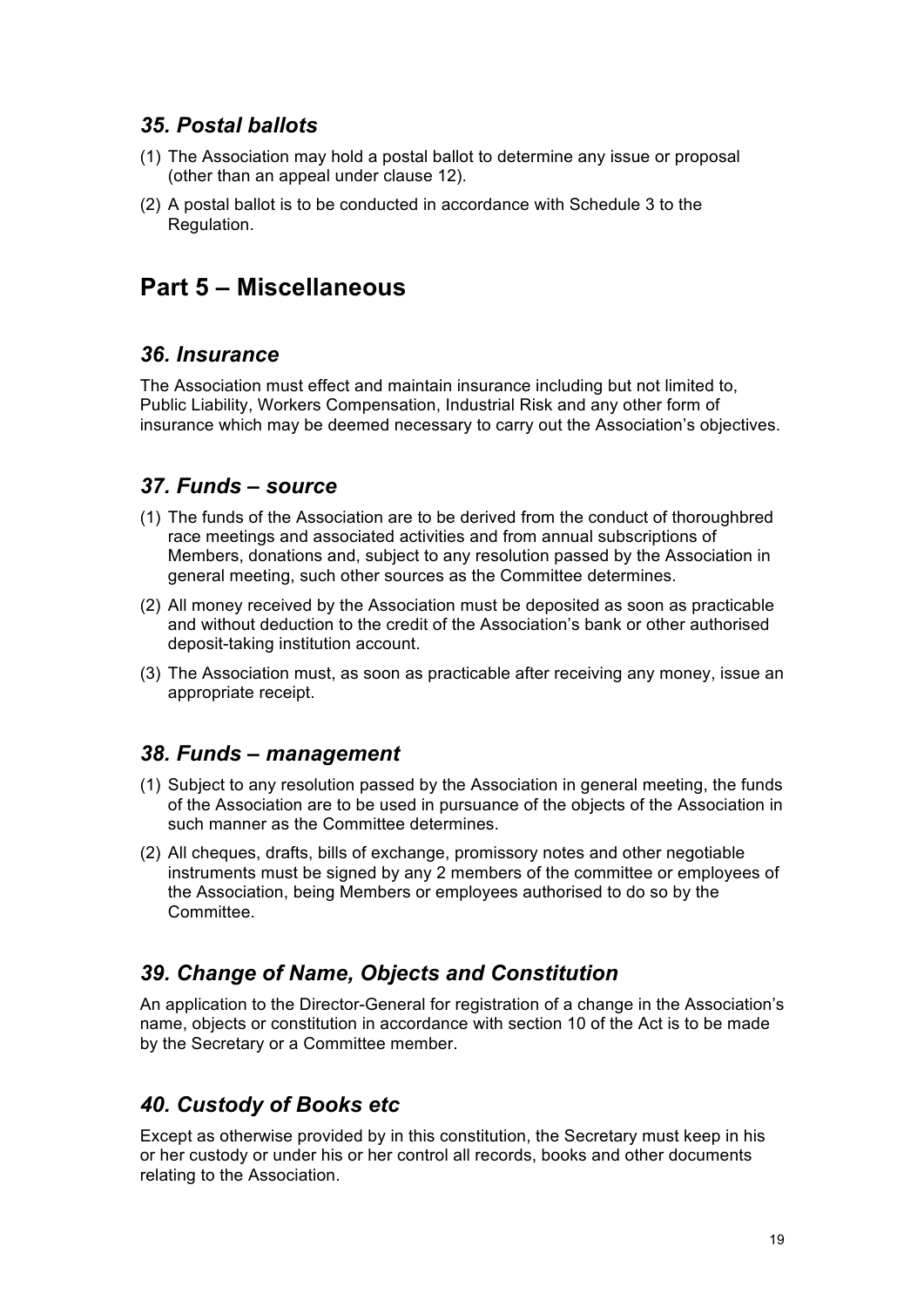### *35. Postal ballots*

(1) The Association may hold a postal ballot to determine any issue or proposal (other than an appeal under clause 12).

(2) A postal ballot is to be conducted in accordance with Schedule 3 to the Regulation.

## Part 5 – Miscellaneous

### *36. Insurance*

The Association must effect and maintain insurance including but not limited to, Public Liability, Workers Compensation, Industrial Risk and any other form of insurance which may be deemed necessary to carry out the Association's objectives.

### *37. Funds – source*

(1) The funds of the Association are to be derived from the conduct of thoroughbred race meetings and associated activities and from annual subscriptions of Members, donations and, subject to any resolution passed by the Association in general meeting, such other sources as the Committee determines.

(2) All money received by the Association must be deposited as soon as practicable and without deduction to the credit of the Association's bank or other authorised deposit-taking institution account.

(3) The Association must, as soon as practicable after receiving any money, issue an appropriate receipt.

### *38. Funds – management*

(1) Subject to any resolution passed by the Association in general meeting, the funds of the Association are to be used in pursuance of the objects of the Association in such manner as the Committee determines.

(2) All cheques, drafts, bills of exchange, promissory notes and other negotiable instruments must be signed by any 2 members of the committee or employees of the Association, being Members or employees authorised to do so by the Committee.

### *39. Change of Name, Objects and Constitution*

An application to the Director-General for registration of a change in the Association's name, objects or constitution in accordance with section 10 of the Act is to be made by the Secretary or a Committee member.

### *40. Custody of Books etc*

Except as otherwise provided by in this constitution, the Secretary must keep in his or her custody or under his or her control all records, books and other documents relating to the Association.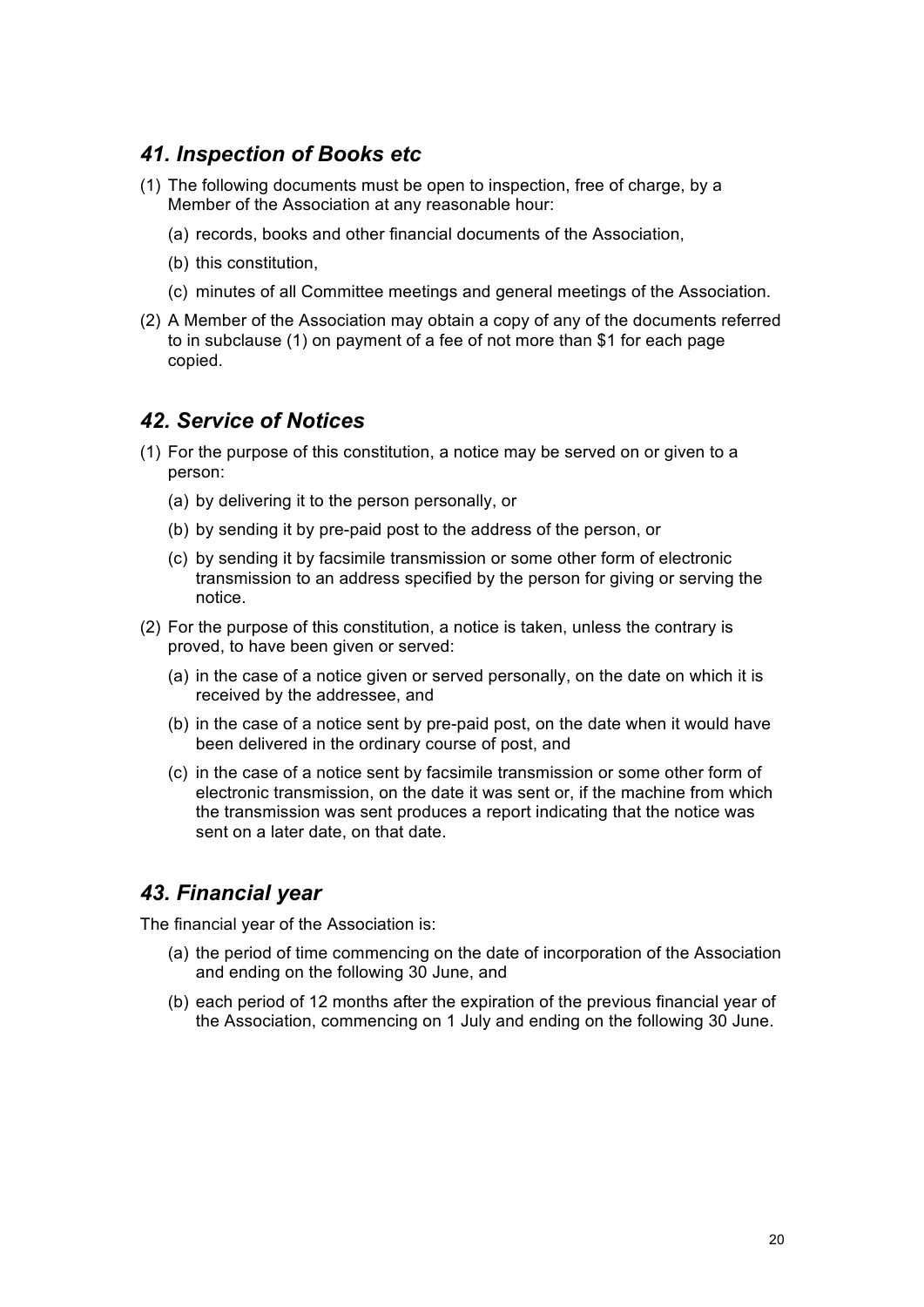## *41. Inspection of Books etc*

(1) The following documents must be open to inspection, free of charge, by a Member of the Association at any reasonable hour:

  (a) records, books and other financial documents of the Association,

  (b) this constitution,

  (c) minutes of all Committee meetings and general meetings of the Association.

(2) A Member of the Association may obtain a copy of any of the documents referred to in subclause (1) on payment of a fee of not more than $1 for each page copied.

## *42. Service of Notices*

(1) For the purpose of this constitution, a notice may be served on or given to a person:

  (a) by delivering it to the person personally, or

  (b) by sending it by pre-paid post to the address of the person, or

  (c) by sending it by facsimile transmission or some other form of electronic transmission to an address specified by the person for giving or serving the notice.

(2) For the purpose of this constitution, a notice is taken, unless the contrary is proved, to have been given or served:

  (a) in the case of a notice given or served personally, on the date on which it is received by the addressee, and

  (b) in the case of a notice sent by pre-paid post, on the date when it would have been delivered in the ordinary course of post, and

  (c) in the case of a notice sent by facsimile transmission or some other form of electronic transmission, on the date it was sent or, if the machine from which the transmission was sent produces a report indicating that the notice was sent on a later date, on that date.

## *43. Financial year*

The financial year of the Association is:

  (a) the period of time commencing on the date of incorporation of the Association and ending on the following 30 June, and

  (b) each period of 12 months after the expiration of the previous financial year of the Association, commencing on 1 July and ending on the following 30 June.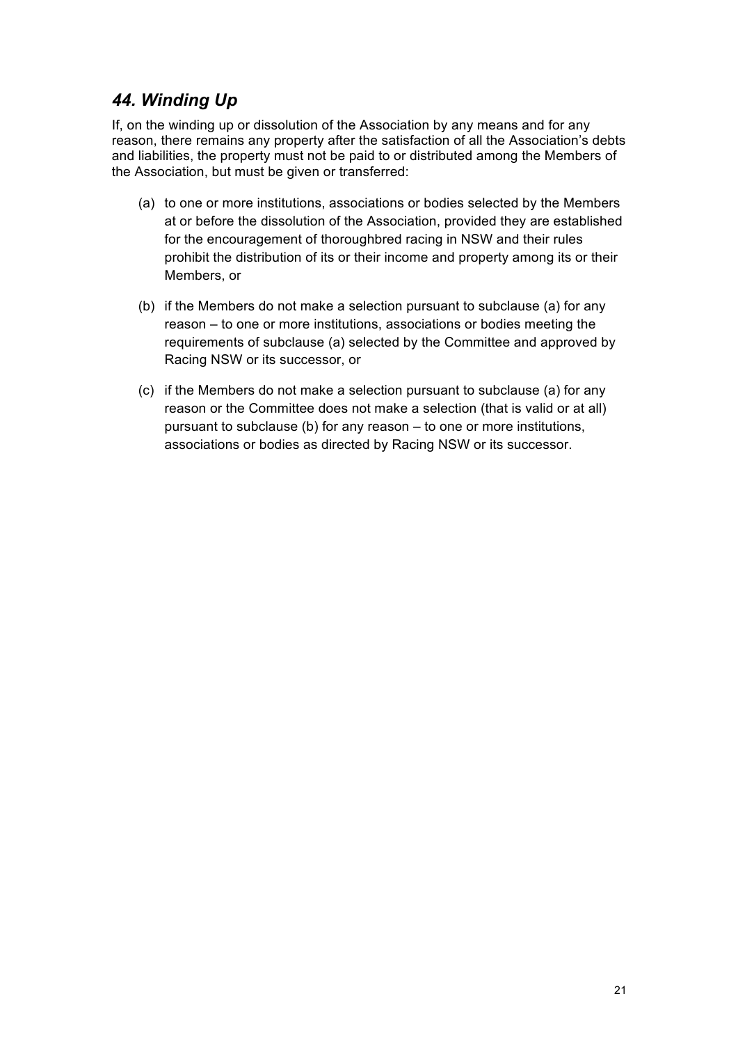## *44. Winding Up*

If, on the winding up or dissolution of the Association by any means and for any reason, there remains any property after the satisfaction of all the Association's debts and liabilities, the property must not be paid to or distributed among the Members of the Association, but must be given or transferred:

(a) to one or more institutions, associations or bodies selected by the Members at or before the dissolution of the Association, provided they are established for the encouragement of thoroughbred racing in NSW and their rules prohibit the distribution of its or their income and property among its or their Members, or

(b) if the Members do not make a selection pursuant to subclause (a) for any reason – to one or more institutions, associations or bodies meeting the requirements of subclause (a) selected by the Committee and approved by Racing NSW or its successor, or

(c) if the Members do not make a selection pursuant to subclause (a) for any reason or the Committee does not make a selection (that is valid or at all) pursuant to subclause (b) for any reason – to one or more institutions, associations or bodies as directed by Racing NSW or its successor.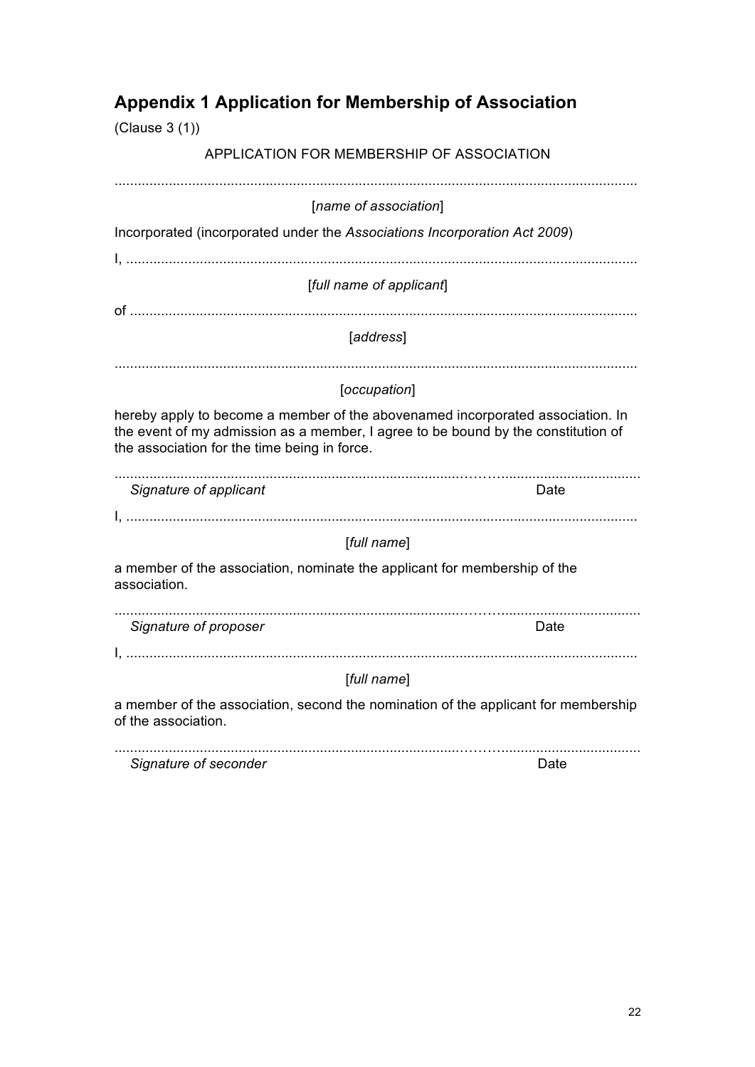## Appendix 1 Application for Membership of Association

(Clause 3 (1))

APPLICATION FOR MEMBERSHIP OF ASSOCIATION

.......................................................................................................................................

[*name of association*]

Incorporated (incorporated under the *Associations Incorporation Act 2009*)

I, ....................................................................................................................................

[*full name of applicant*]

of ...................................................................................................................................

[*address*]

.......................................................................................................................................

[*occupation*]

hereby apply to become a member of the abovenamed incorporated association. In the event of my admission as a member, I agree to be bound by the constitution of the association for the time being in force.

.......................................................................................................................................

*Signature of applicant* Date

I, ....................................................................................................................................

[*full name*]

a member of the association, nominate the applicant for membership of the association.

.......................................................................................................................................

*Signature of proposer* Date

I, ....................................................................................................................................

[*full name*]

a member of the association, second the nomination of the applicant for membership of the association.

.......................................................................................................................................

*Signature of seconder* Date